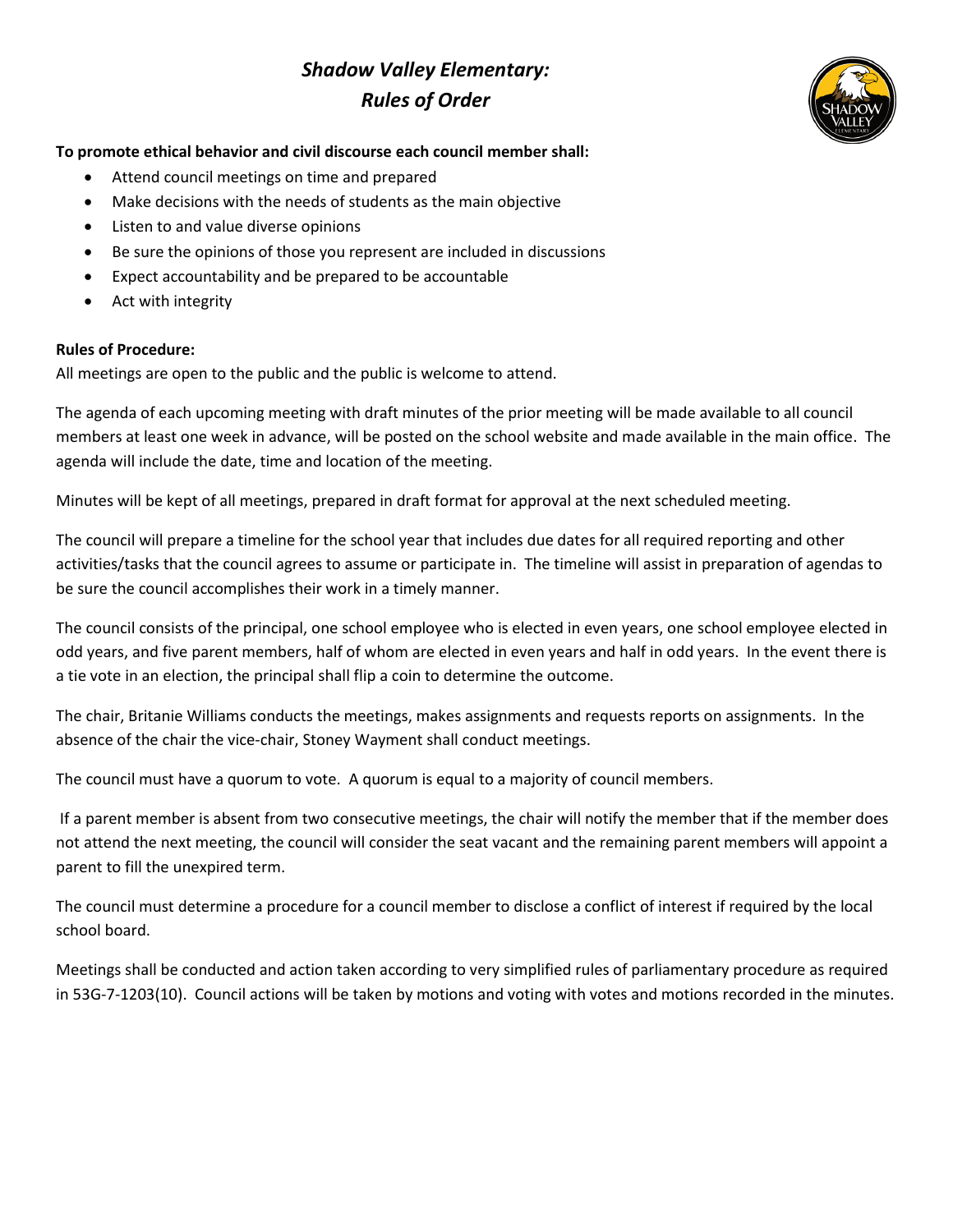# *Shadow Valley Elementary: Rules of Order*

**To promote ethical behavior and civil discourse each council member shall:**

- Attend council meetings on time and prepared
- Make decisions with the needs of students as the main objective
- Listen to and value diverse opinions
- Be sure the opinions of those you represent are included in discussions
- Expect accountability and be prepared to be accountable
- Act with integrity

**Rules of Procedure:**

All meetings are open to the public and the public is welcome to attend.

The agenda of each upcoming meeting with draft minutes of the prior meeting will be made available to all council members at least one week in advance, will be posted on the school website and made available in the main office. The agenda will include the date, time and location of the meeting.

Minutes will be kept of all meetings, prepared in draft format for approval at the next scheduled meeting.

The council will prepare a timeline for the school year that includes due dates for all required reporting and other activities/tasks that the council agrees to assume or participate in. The timeline will assist in preparation of agendas to be sure the council accomplishes their work in a timely manner.

The council consists of the principal, one school employee who is elected in even years, one school employee elected in odd years, and five parent members, half of whom are elected in even years and half in odd years. In the event there is a tie vote in an election, the principal shall flip a coin to determine the outcome.

The chair, Britanie Williams conducts the meetings, makes assignments and requests reports on assignments. In the absence of the chair the vice-chair, Stoney Wayment shall conduct meetings.

The council must have a quorum to vote. A quorum is equal to a majority of council members.

If a parent member is absent from two consecutive meetings, the chair will notify the member that if the member does not attend the next meeting, the council will consider the seat vacant and the remaining parent members will appoint a parent to fill the unexpired term.

The council must determine a procedure for a council member to disclose a conflict of interest if required by the local school board.

Meetings shall be conducted and action taken according to very simplified rules of parliamentary procedure as required in 53G-7-1203(10). Council actions will be taken by motions and voting with votes and motions recorded in the minutes.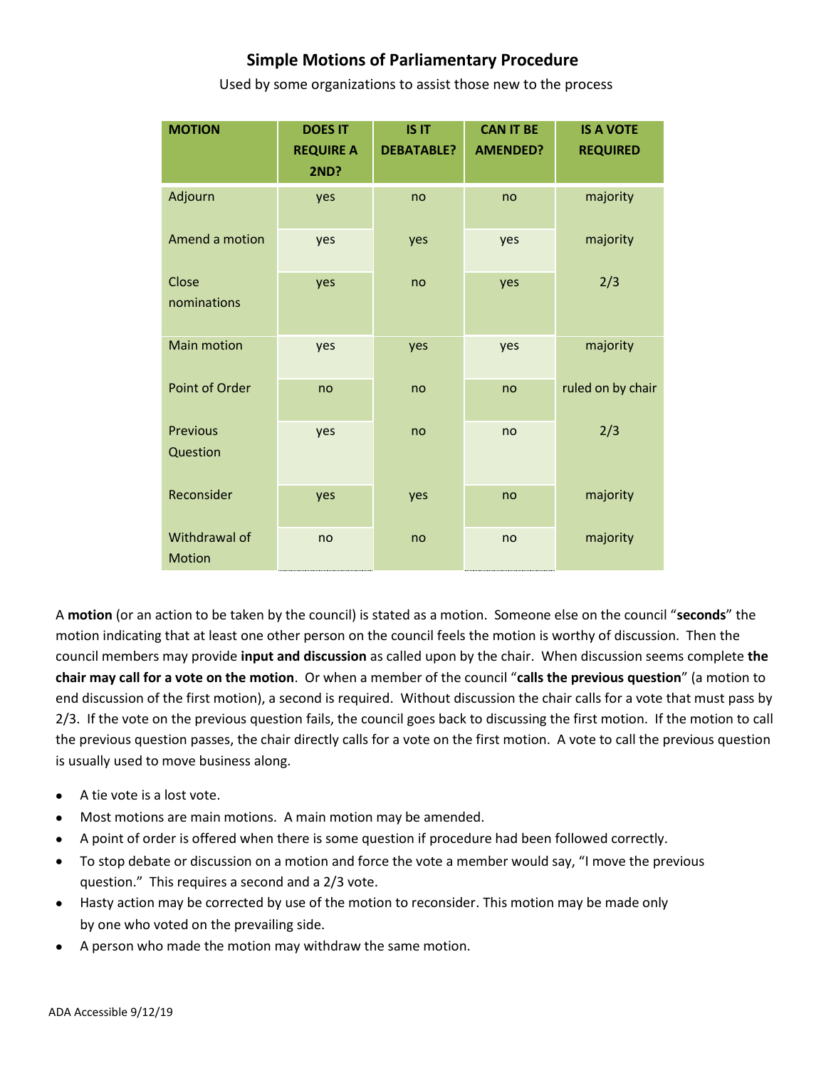## Simple Motions of Parliamentary Procedure

Used by some organizations to assist those new to the process

| MOTION | DOES IT REQUIRE A 2ND? | IS IT DEBATABLE? | CAN IT BE AMENDED? | IS A VOTE REQUIRED |
|---|---|---|---|---|
| Adjourn | yes | no | no | majority |
| Amend a motion | yes | yes | yes | majority |
| Close nominations | yes | no | yes | 2/3 |
| Main motion | yes | yes | yes | majority |
| Point of Order | no | no | no | ruled on by chair |
| Previous Question | yes | no | no | 2/3 |
| Reconsider | yes | yes | no | majority |
| Withdrawal of Motion | no | no | no | majority |

A **motion** (or an action to be taken by the council) is stated as a motion. Someone else on the council "**seconds**" the motion indicating that at least one other person on the council feels the motion is worthy of discussion. Then the council members may provide **input and discussion** as called upon by the chair. When discussion seems complete **the chair may call for a vote on the motion**. Or when a member of the council "**calls the previous question**" (a motion to end discussion of the first motion), a second is required. Without discussion the chair calls for a vote that must pass by 2/3. If the vote on the previous question fails, the council goes back to discussing the first motion. If the motion to call the previous question passes, the chair directly calls for a vote on the first motion. A vote to call the previous question is usually used to move business along.

- A tie vote is a lost vote.
- Most motions are main motions. A main motion may be amended.
- A point of order is offered when there is some question if procedure had been followed correctly.
- To stop debate or discussion on a motion and force the vote a member would say, "I move the previous question." This requires a second and a 2/3 vote.
- Hasty action may be corrected by use of the motion to reconsider. This motion may be made only by one who voted on the prevailing side.
- A person who made the motion may withdraw the same motion.

ADA Accessible 9/12/19